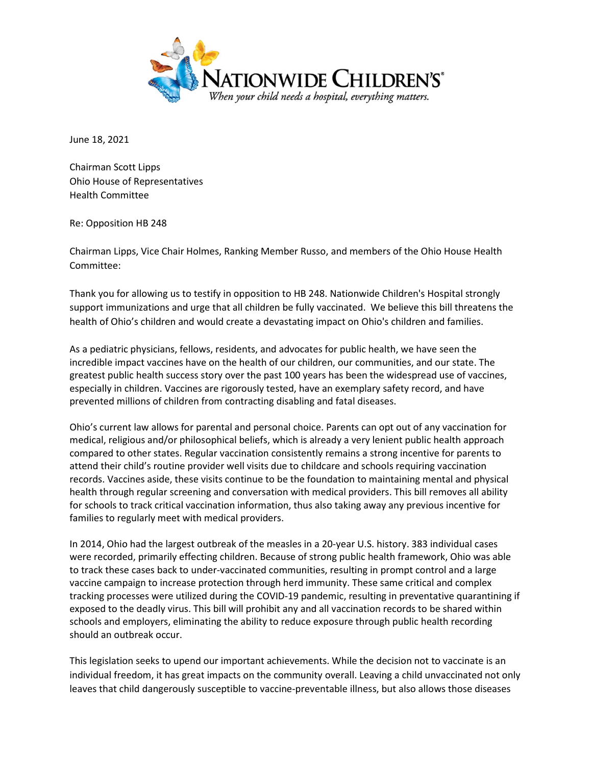NATIONWIDE CHILDREN'S®
*When your child needs a hospital, everything matters.*

June 18, 2021

Chairman Scott Lipps
Ohio House of Representatives
Health Committee

Re: Opposition HB 248

Chairman Lipps, Vice Chair Holmes, Ranking Member Russo, and members of the Ohio House Health Committee:

Thank you for allowing us to testify in opposition to HB 248. Nationwide Children's Hospital strongly support immunizations and urge that all children be fully vaccinated. We believe this bill threatens the health of Ohio's children and would create a devastating impact on Ohio's children and families.

As a pediatric physicians, fellows, residents, and advocates for public health, we have seen the incredible impact vaccines have on the health of our children, our communities, and our state. The greatest public health success story over the past 100 years has been the widespread use of vaccines, especially in children. Vaccines are rigorously tested, have an exemplary safety record, and have prevented millions of children from contracting disabling and fatal diseases.

Ohio's current law allows for parental and personal choice. Parents can opt out of any vaccination for medical, religious and/or philosophical beliefs, which is already a very lenient public health approach compared to other states. Regular vaccination consistently remains a strong incentive for parents to attend their child's routine provider well visits due to childcare and schools requiring vaccination records. Vaccines aside, these visits continue to be the foundation to maintaining mental and physical health through regular screening and conversation with medical providers. This bill removes all ability for schools to track critical vaccination information, thus also taking away any previous incentive for families to regularly meet with medical providers.

In 2014, Ohio had the largest outbreak of the measles in a 20-year U.S. history. 383 individual cases were recorded, primarily effecting children. Because of strong public health framework, Ohio was able to track these cases back to under-vaccinated communities, resulting in prompt control and a large vaccine campaign to increase protection through herd immunity. These same critical and complex tracking processes were utilized during the COVID-19 pandemic, resulting in preventative quarantining if exposed to the deadly virus. This bill will prohibit any and all vaccination records to be shared within schools and employers, eliminating the ability to reduce exposure through public health recording should an outbreak occur.

This legislation seeks to upend our important achievements. While the decision not to vaccinate is an individual freedom, it has great impacts on the community overall. Leaving a child unvaccinated not only leaves that child dangerously susceptible to vaccine-preventable illness, but also allows those diseases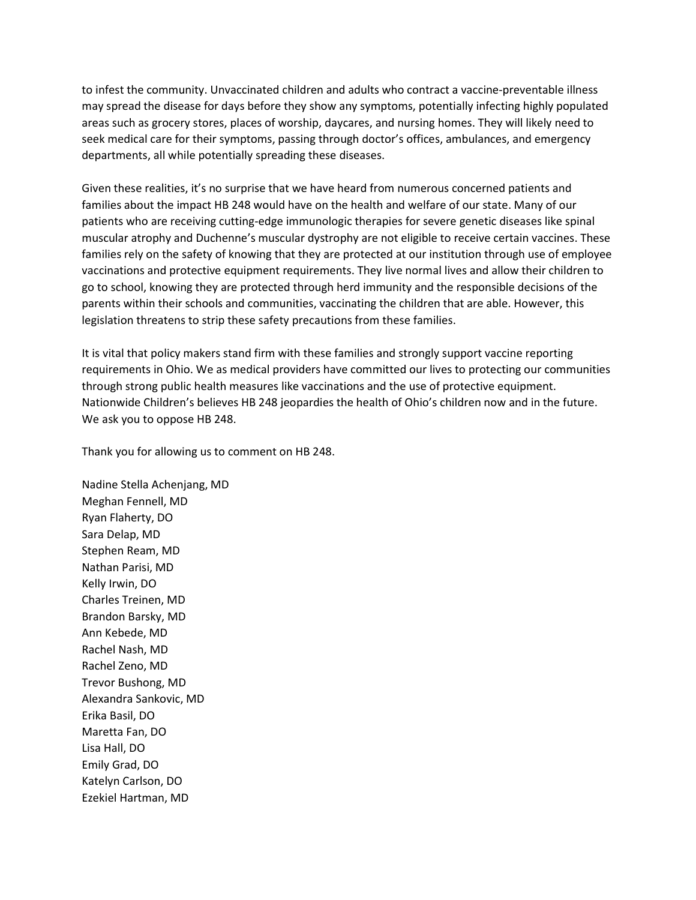to infest the community. Unvaccinated children and adults who contract a vaccine-preventable illness may spread the disease for days before they show any symptoms, potentially infecting highly populated areas such as grocery stores, places of worship, daycares, and nursing homes. They will likely need to seek medical care for their symptoms, passing through doctor's offices, ambulances, and emergency departments, all while potentially spreading these diseases.

Given these realities, it's no surprise that we have heard from numerous concerned patients and families about the impact HB 248 would have on the health and welfare of our state. Many of our patients who are receiving cutting-edge immunologic therapies for severe genetic diseases like spinal muscular atrophy and Duchenne's muscular dystrophy are not eligible to receive certain vaccines. These families rely on the safety of knowing that they are protected at our institution through use of employee vaccinations and protective equipment requirements. They live normal lives and allow their children to go to school, knowing they are protected through herd immunity and the responsible decisions of the parents within their schools and communities, vaccinating the children that are able. However, this legislation threatens to strip these safety precautions from these families.

It is vital that policy makers stand firm with these families and strongly support vaccine reporting requirements in Ohio. We as medical providers have committed our lives to protecting our communities through strong public health measures like vaccinations and the use of protective equipment. Nationwide Children's believes HB 248 jeopardies the health of Ohio's children now and in the future. We ask you to oppose HB 248.

Thank you for allowing us to comment on HB 248.

Nadine Stella Achenjang, MD  
Meghan Fennell, MD  
Ryan Flaherty, DO  
Sara Delap, MD  
Stephen Ream, MD  
Nathan Parisi, MD  
Kelly Irwin, DO  
Charles Treinen, MD  
Brandon Barsky, MD  
Ann Kebede, MD  
Rachel Nash, MD  
Rachel Zeno, MD  
Trevor Bushong, MD  
Alexandra Sankovic, MD  
Erika Basil, DO  
Maretta Fan, DO  
Lisa Hall, DO  
Emily Grad, DO  
Katelyn Carlson, DO  
Ezekiel Hartman, MD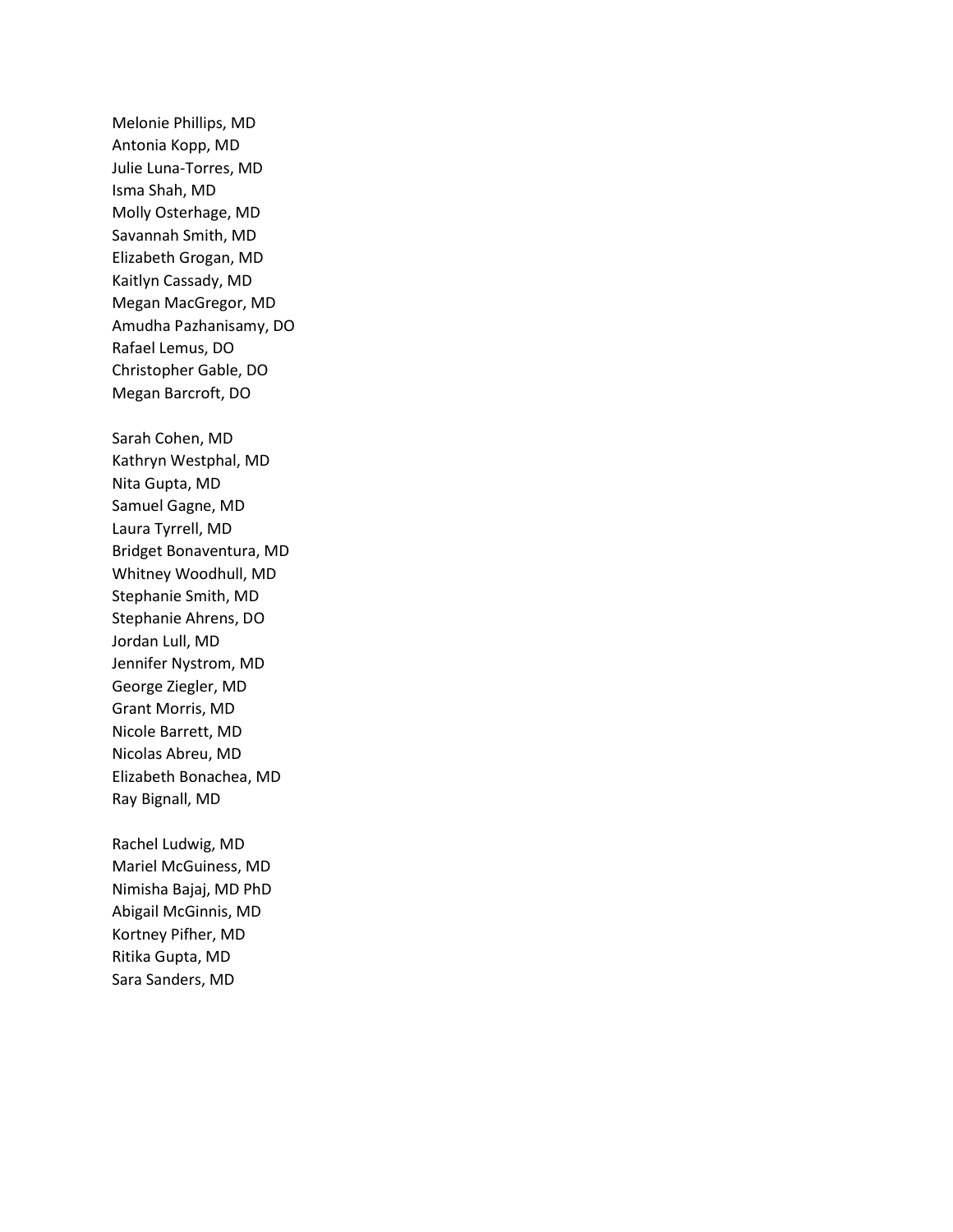Melonie Phillips, MD
Antonia Kopp, MD
Julie Luna-Torres, MD
Isma Shah, MD
Molly Osterhage, MD
Savannah Smith, MD
Elizabeth Grogan, MD
Kaitlyn Cassady, MD
Megan MacGregor, MD
Amudha Pazhanisamy, DO
Rafael Lemus, DO
Christopher Gable, DO
Megan Barcroft, DO

Sarah Cohen, MD
Kathryn Westphal, MD
Nita Gupta, MD
Samuel Gagne, MD
Laura Tyrrell, MD
Bridget Bonaventura, MD
Whitney Woodhull, MD
Stephanie Smith, MD
Stephanie Ahrens, DO
Jordan Lull, MD
Jennifer Nystrom, MD
George Ziegler, MD
Grant Morris, MD
Nicole Barrett, MD
Nicolas Abreu, MD
Elizabeth Bonachea, MD
Ray Bignall, MD

Rachel Ludwig, MD
Mariel McGuiness, MD
Nimisha Bajaj, MD PhD
Abigail McGinnis, MD
Kortney Pifher, MD
Ritika Gupta, MD
Sara Sanders, MD